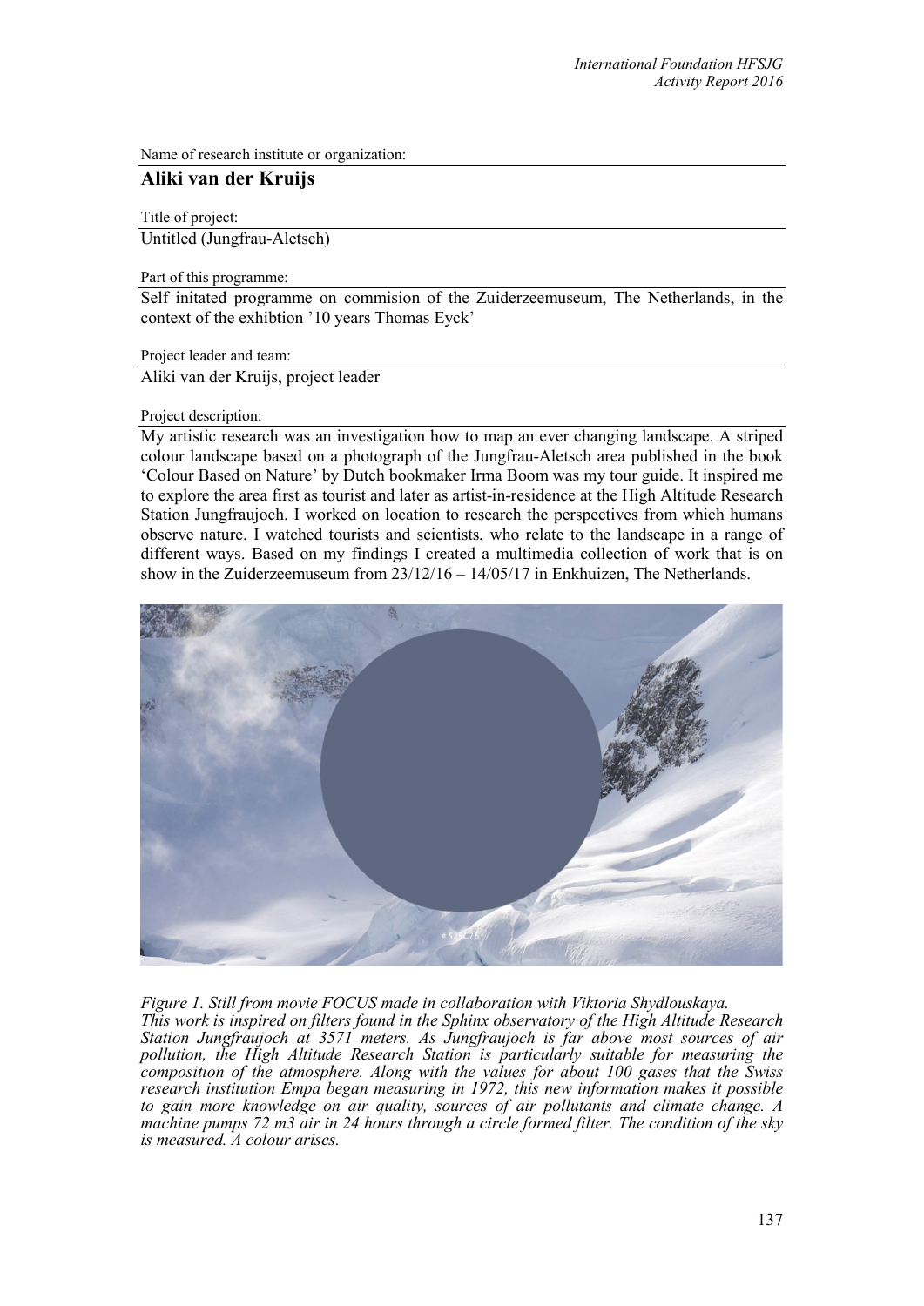Name of research institute or organization:

## Aliki van der Kruijs

Title of project:

Untitled (Jungfrau-Aletsch)

Part of this programme:

Self initated programme on commision of the Zuiderzeemuseum, The Netherlands, in the context of the exhibtion '10 years Thomas Eyck'

Project leader and team:

Aliki van der Kruijs, project leader

Project description:

My artistic research was an investigation how to map an ever changing landscape. A striped colour landscape based on a photograph of the Jungfrau-Aletsch area published in the book 'Colour Based on Nature' by Dutch bookmaker Irma Boom was my tour guide. It inspired me to explore the area first as tourist and later as artist-in-residence at the High Altitude Research Station Jungfraujoch. I worked on location to research the perspectives from which humans observe nature. I watched tourists and scientists, who relate to the landscape in a range of different ways. Based on my findings I created a multimedia collection of work that is on show in the Zuiderzeemuseum from 23/12/16 – 14/05/17 in Enkhuizen, The Netherlands.

*Figure 1. Still from movie FOCUS made in collaboration with Viktoria Shydlouskaya. This work is inspired on filters found in the Sphinx observatory of the High Altitude Research Station Jungfraujoch at 3571 meters. As Jungfraujoch is far above most sources of air pollution, the High Altitude Research Station is particularly suitable for measuring the composition of the atmosphere. Along with the values for about 100 gases that the Swiss research institution Empa began measuring in 1972, this new information makes it possible to gain more knowledge on air quality, sources of air pollutants and climate change. A machine pumps 72 m3 air in 24 hours through a circle formed filter. The condition of the sky is measured. A colour arises.*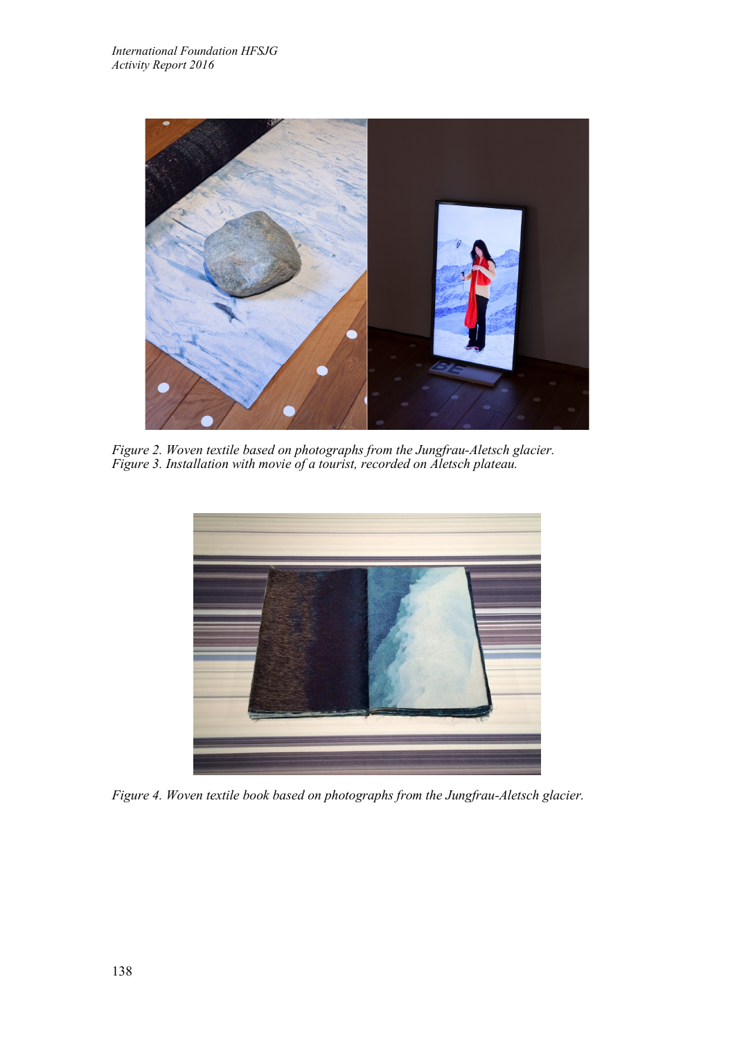*Figure 2. Woven textile based on photographs from the Jungfrau-Aletsch glacier.*
*Figure 3. Installation with movie of a tourist, recorded on Aletsch plateau.*

*Figure 4. Woven textile book based on photographs from the Jungfrau-Aletsch glacier.*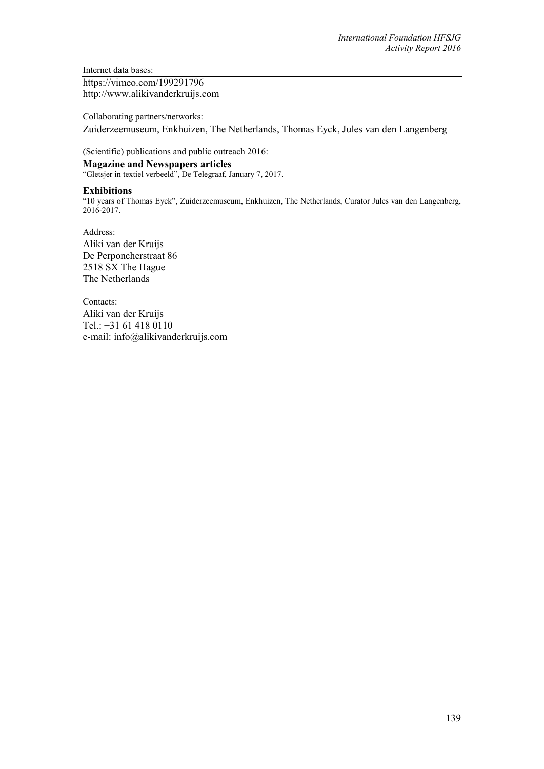Internet data bases:

https://vimeo.com/199291796
http://www.alikivanderkruijs.com

Collaborating partners/networks:

Zuiderzeemuseum, Enkhuizen, The Netherlands, Thomas Eyck, Jules van den Langenberg

(Scientific) publications and public outreach 2016:

**Magazine and Newspapers articles**

"Gletsjer in textiel verbeeld", De Telegraaf, January 7, 2017.

**Exhibitions**

"10 years of Thomas Eyck", Zuiderzeemuseum, Enkhuizen, The Netherlands, Curator Jules van den Langenberg, 2016-2017.

Address:

Aliki van der Kruijs
De Perponcherstraat 86
2518 SX The Hague
The Netherlands

Contacts:

Aliki van der Kruijs
Tel.: +31 61 418 0110
e-mail: info@alikivanderkruijs.com